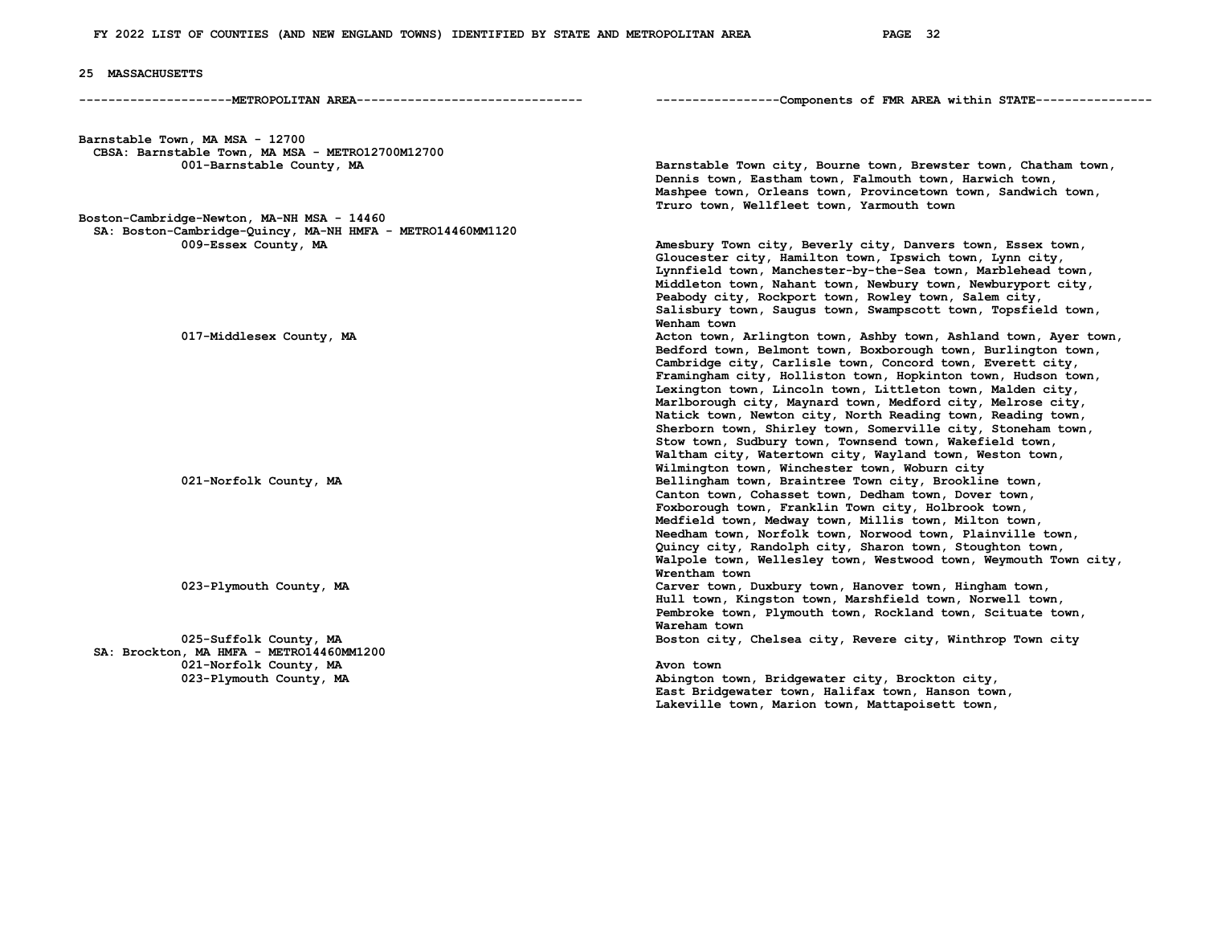# FY 2022 LIST OF COUNTIES (AND NEW ENGLAND TOWNS) IDENTIFIED BY STATE AND METROPOLITAN AREA

## 25 MASSACHUSETTS

| METROPOLITAN AREA | Components of FMR AREA within STATE |
|---|---|
| **Barnstable Town, MA MSA - 12700** | |
| CBSA: Barnstable Town, MA MSA - METRO12700M12700 | |
| 001-Barnstable County, MA | Barnstable Town city, Bourne town, Brewster town, Chatham town, Dennis town, Eastham town, Falmouth town, Harwich town, Mashpee town, Orleans town, Provincetown town, Sandwich town, Truro town, Wellfleet town, Yarmouth town |
| **Boston-Cambridge-Newton, MA-NH MSA - 14460** | |
| SA: Boston-Cambridge-Quincy, MA-NH HMFA - METRO14460MM1120 | |
| 009-Essex County, MA | Amesbury Town city, Beverly city, Danvers town, Essex town, Gloucester city, Hamilton town, Ipswich town, Lynn city, Lynnfield town, Manchester-by-the-Sea town, Marblehead town, Middleton town, Nahant town, Newbury town, Newburyport city, Peabody city, Rockport town, Rowley town, Salem city, Salisbury town, Saugus town, Swampscott town, Topsfield town, Wenham town |
| 017-Middlesex County, MA | Acton town, Arlington town, Ashby town, Ashland town, Ayer town, Bedford town, Belmont town, Boxborough town, Burlington town, Cambridge city, Carlisle town, Concord town, Everett city, Framingham city, Holliston town, Hopkinton town, Hudson town, Lexington town, Lincoln town, Littleton town, Malden city, Marlborough city, Maynard town, Medford city, Melrose city, Natick town, Newton city, North Reading town, Reading town, Sherborn town, Shirley town, Somerville city, Stoneham town, Stow town, Sudbury town, Townsend town, Wakefield town, Waltham city, Watertown city, Wayland town, Weston town, Wilmington town, Winchester town, Woburn city |
| 021-Norfolk County, MA | Bellingham town, Braintree Town city, Brookline town, Canton town, Cohasset town, Dedham town, Dover town, Foxborough town, Franklin Town city, Holbrook town, Medfield town, Medway town, Millis town, Milton town, Needham town, Norfolk town, Norwood town, Plainville town, Quincy city, Randolph city, Sharon town, Stoughton town, Walpole town, Wellesley town, Westwood town, Weymouth Town city, Wrentham town |
| 023-Plymouth County, MA | Carver town, Duxbury town, Hanover town, Hingham town, Hull town, Kingston town, Marshfield town, Norwell town, Pembroke town, Plymouth town, Rockland town, Scituate town, Wareham town |
| 025-Suffolk County, MA | Boston city, Chelsea city, Revere city, Winthrop Town city |
| SA: Brockton, MA HMFA - METRO14460MM1200 | |
| 021-Norfolk County, MA | Avon town |
| 023-Plymouth County, MA | Abington town, Bridgewater city, Brockton city, East Bridgewater town, Halifax town, Hanson town, Lakeville town, Marion town, Mattapoisett town, |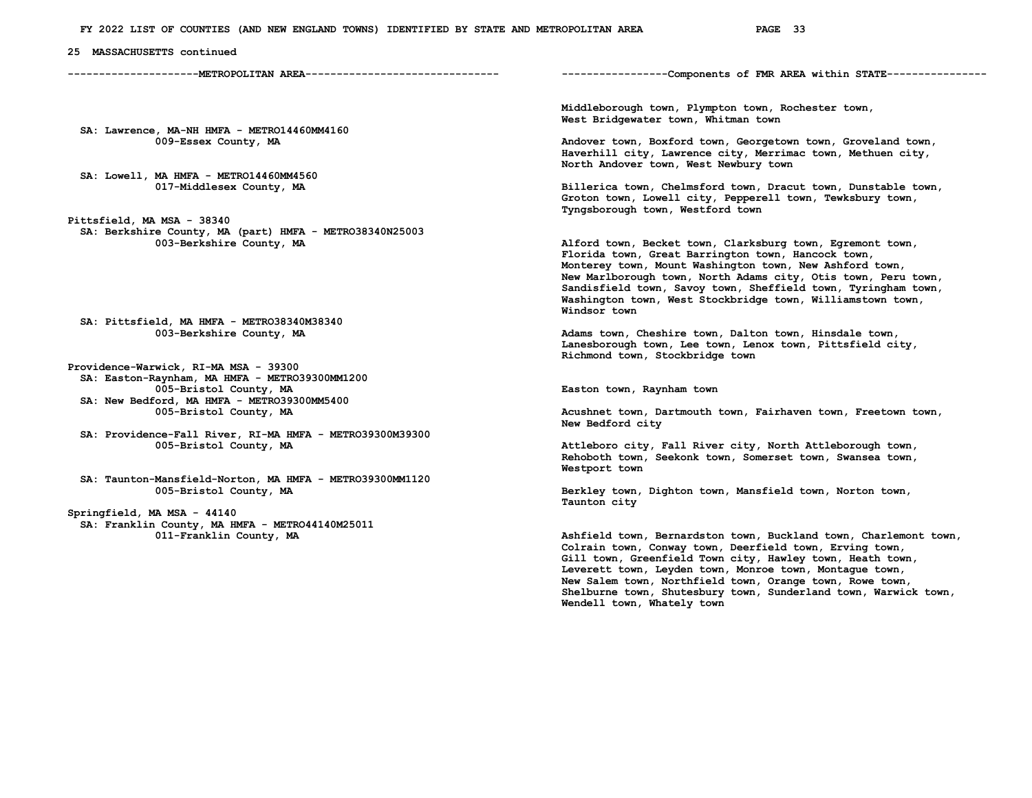## 25 MASSACHUSETTS continued

| METROPOLITAN AREA | Components of FMR AREA within STATE |
|---|---|
| | Middleborough town, Plympton town, Rochester town, West Bridgewater town, Whitman town |
| SA: Lawrence, MA-NH HMFA - METRO14460MM4160 | |
| 009-Essex County, MA | Andover town, Boxford town, Georgetown town, Groveland town, Haverhill city, Lawrence city, Merrimac town, Methuen city, North Andover town, West Newbury town |
| SA: Lowell, MA HMFA - METRO14460MM4560 | |
| 017-Middlesex County, MA | Billerica town, Chelmsford town, Dracut town, Dunstable town, Groton town, Lowell city, Pepperell town, Tewksbury town, Tyngsborough town, Westford town |
| **Pittsfield, MA MSA - 38340** | |
| SA: Berkshire County, MA (part) HMFA - METRO38340N25003 | |
| 003-Berkshire County, MA | Alford town, Becket town, Clarksburg town, Egremont town, Florida town, Great Barrington town, Hancock town, Monterey town, Mount Washington town, New Ashford town, New Marlborough town, North Adams city, Otis town, Peru town, Sandisfield town, Savoy town, Sheffield town, Tyringham town, Washington town, West Stockbridge town, Williamstown town, Windsor town |
| SA: Pittsfield, MA HMFA - METRO38340M38340 | |
| 003-Berkshire County, MA | Adams town, Cheshire town, Dalton town, Hinsdale town, Lanesborough town, Lee town, Lenox town, Pittsfield city, Richmond town, Stockbridge town |
| **Providence-Warwick, RI-MA MSA - 39300** | |
| SA: Easton-Raynham, MA HMFA - METRO39300MM1200 | |
| 005-Bristol County, MA | Easton town, Raynham town |
| SA: New Bedford, MA HMFA - METRO39300MM5400 | |
| 005-Bristol County, MA | Acushnet town, Dartmouth town, Fairhaven town, Freetown town, New Bedford city |
| SA: Providence-Fall River, RI-MA HMFA - METRO39300M39300 | |
| 005-Bristol County, MA | Attleboro city, Fall River city, North Attleborough town, Rehoboth town, Seekonk town, Somerset town, Swansea town, Westport town |
| SA: Taunton-Mansfield-Norton, MA HMFA - METRO39300MM1120 | |
| 005-Bristol County, MA | Berkley town, Dighton town, Mansfield town, Norton town, Taunton city |
| **Springfield, MA MSA - 44140** | |
| SA: Franklin County, MA HMFA - METRO44140M25011 | |
| 011-Franklin County, MA | Ashfield town, Bernardston town, Buckland town, Charlemont town, Colrain town, Conway town, Deerfield town, Erving town, Gill town, Greenfield Town city, Hawley town, Heath town, Leverett town, Leyden town, Monroe town, Montague town, New Salem town, Northfield town, Orange town, Rowe town, Shelburne town, Shutesbury town, Sunderland town, Warwick town, Wendell town, Whately town |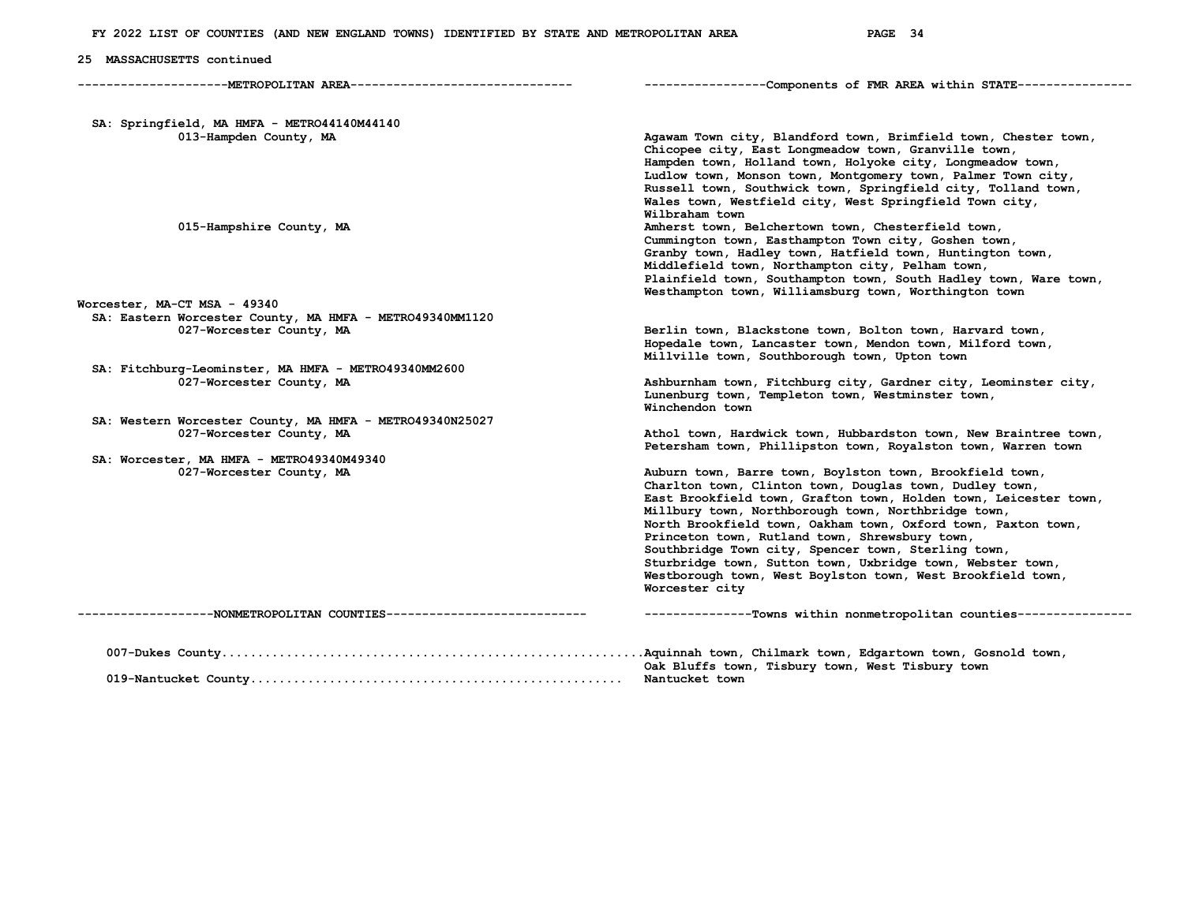25 MASSACHUSETTS continued

| METROPOLITAN AREA | Components of FMR AREA within STATE |
| --- | --- |
| SA: Springfield, MA HMFA - METRO44140M44140 | |
| 013-Hampden County, MA | Agawam Town city, Blandford town, Brimfield town, Chester town, Chicopee city, East Longmeadow town, Granville town, Hampden town, Holland town, Holyoke city, Longmeadow town, Ludlow town, Monson town, Montgomery town, Palmer Town city, Russell town, Southwick town, Springfield city, Tolland town, Wales town, Westfield city, West Springfield Town city, Wilbraham town |
| 015-Hampshire County, MA | Amherst town, Belchertown town, Chesterfield town, Cummington town, Easthampton Town city, Goshen town, Granby town, Hadley town, Hatfield town, Huntington town, Middlefield town, Northampton city, Pelham town, Plainfield town, Southampton town, South Hadley town, Ware town, Westhampton town, Williamsburg town, Worthington town |
| Worcester, MA-CT MSA - 49340 | |
| SA: Eastern Worcester County, MA HMFA - METRO49340MM1120 | |
| 027-Worcester County, MA | Berlin town, Blackstone town, Bolton town, Harvard town, Hopedale town, Lancaster town, Mendon town, Milford town, Millville town, Southborough town, Upton town |
| SA: Fitchburg-Leominster, MA HMFA - METRO49340MM2600 | |
| 027-Worcester County, MA | Ashburnham town, Fitchburg city, Gardner city, Leominster city, Lunenburg town, Templeton town, Westminster town, Winchendon town |
| SA: Western Worcester County, MA HMFA - METRO49340N25027 | |
| 027-Worcester County, MA | Athol town, Hardwick town, Hubbardston town, New Braintree town, Petersham town, Phillipston town, Royalston town, Warren town |
| SA: Worcester, MA HMFA - METRO49340M49340 | |
| 027-Worcester County, MA | Auburn town, Barre town, Boylston town, Brookfield town, Charlton town, Clinton town, Douglas town, Dudley town, East Brookfield town, Grafton town, Holden town, Leicester town, Millbury town, Northborough town, Northbridge town, North Brookfield town, Oakham town, Oxford town, Paxton town, Princeton town, Rutland town, Shrewsbury town, Southbridge Town city, Spencer town, Sterling town, Sturbridge town, Sutton town, Uxbridge town, Webster town, Westborough town, West Boylston town, West Brookfield town, Worcester city |

| NONMETROPOLITAN COUNTIES | Towns within nonmetropolitan counties |
| --- | --- |
| 007-Dukes County | Aquinnah town, Chilmark town, Edgartown town, Gosnold town, Oak Bluffs town, Tisbury town, West Tisbury town |
| 019-Nantucket County | Nantucket town |